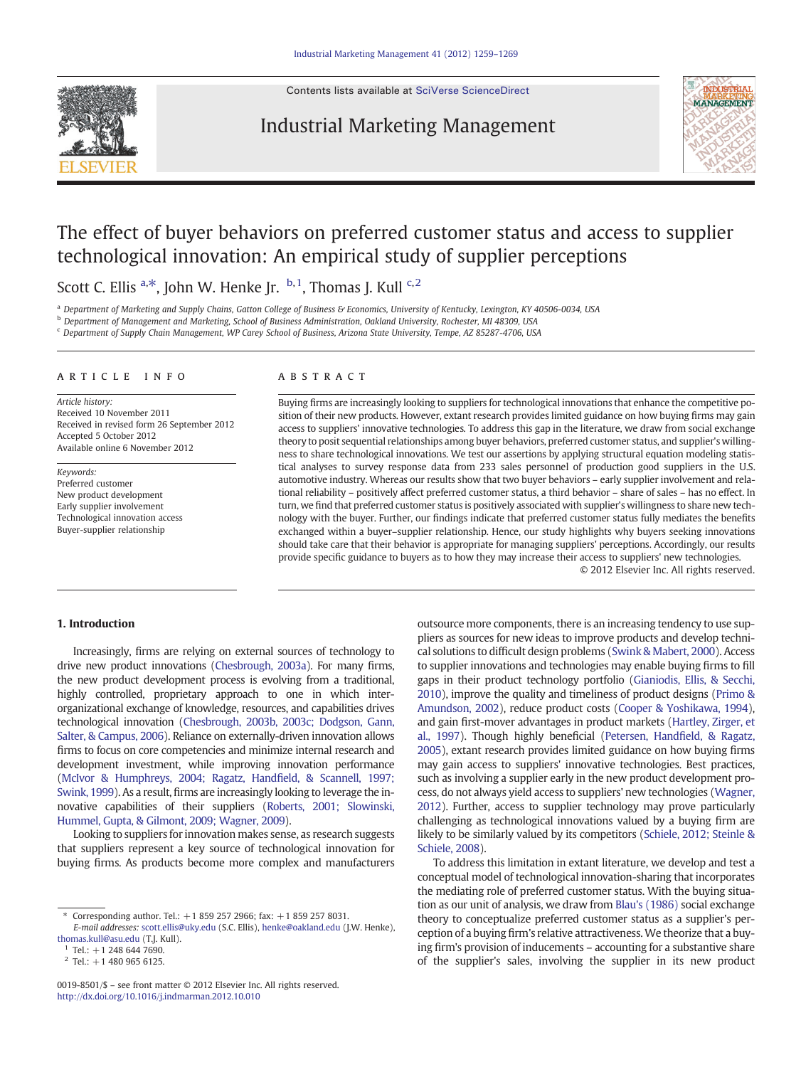# The effect of buyer behaviors on preferred customer status and access to supplier technological innovation: An empirical study of supplier perceptions

Scott C. Ellis [a,*], John W. Henke Jr. [b,1], Thomas J. Kull [c,2]

[a] Department of Marketing and Supply Chains, Gatton College of Business & Economics, University of Kentucky, Lexington, KY 40506-0034, USA
[b] Department of Management and Marketing, School of Business Administration, Oakland University, Rochester, MI 48309, USA
[c] Department of Supply Chain Management, WP Carey School of Business, Arizona State University, Tempe, AZ 85287-4706, USA

## ARTICLE INFO

*Article history:*
Received 10 November 2011
Received in revised form 26 September 2012
Accepted 5 October 2012
Available online 6 November 2012

*Keywords:*
Preferred customer
New product development
Early supplier involvement
Technological innovation access
Buyer-supplier relationship

## ABSTRACT

Buying firms are increasingly looking to suppliers for technological innovations that enhance the competitive position of their new products. However, extant research provides limited guidance on how buying firms may gain access to suppliers' innovative technologies. To address this gap in the literature, we draw from social exchange theory to posit sequential relationships among buyer behaviors, preferred customer status, and supplier's willingness to share technological innovations. We test our assertions by applying structural equation modeling statistical analyses to survey response data from 233 sales personnel of production good suppliers in the U.S. automotive industry. Whereas our results show that two buyer behaviors – early supplier involvement and relational reliability – positively affect preferred customer status, a third behavior – share of sales – has no effect. In turn, we find that preferred customer status is positively associated with supplier's willingness to share new technology with the buyer. Further, our findings indicate that preferred customer status fully mediates the benefits exchanged within a buyer–supplier relationship. Hence, our study highlights why buyers seeking innovations should take care that their behavior is appropriate for managing suppliers' perceptions. Accordingly, our results provide specific guidance to buyers as to how they may increase their access to suppliers' new technologies.

© 2012 Elsevier Inc. All rights reserved.

## 1. Introduction

Increasingly, firms are relying on external sources of technology to drive new product innovations (Chesbrough, 2003a). For many firms, the new product development process is evolving from a traditional, highly controlled, proprietary approach to one in which inter-organizational exchange of knowledge, resources, and capabilities drives technological innovation (Chesbrough, 2003b, 2003c; Dodgson, Gann, Salter, & Campus, 2006). Reliance on externally-driven innovation allows firms to focus on core competencies and minimize internal research and development investment, while improving innovation performance (McIvor & Humphreys, 2004; Ragatz, Handfield, & Scannell, 1997; Swink, 1999). As a result, firms are increasingly looking to leverage the innovative capabilities of their suppliers (Roberts, 2001; Slowinski, Hummel, Gupta, & Gilmont, 2009; Wagner, 2009).

Looking to suppliers for innovation makes sense, as research suggests that suppliers represent a key source of technological innovation for buying firms. As products become more complex and manufacturers outsource more components, there is an increasing tendency to use suppliers as sources for new ideas to improve products and develop technical solutions to difficult design problems (Swink & Mabert, 2000). Access to supplier innovations and technologies may enable buying firms to fill gaps in their product technology portfolio (Gianiodis, Ellis, & Secchi, 2010), improve the quality and timeliness of product designs (Primo & Amundson, 2002), reduce product costs (Cooper & Yoshikawa, 1994), and gain first-mover advantages in product markets (Hartley, Zirger, et al., 1997). Though highly beneficial (Petersen, Handfield, & Ragatz, 2005), extant research provides limited guidance on how buying firms may gain access to suppliers' innovative technologies. Best practices, such as involving a supplier early in the new product development process, do not always yield access to suppliers' new technologies (Wagner, 2012). Further, access to supplier technology may prove particularly challenging as technological innovations valued by a buying firm are likely to be similarly valued by its competitors (Schiele, 2012; Steinle & Schiele, 2008).

To address this limitation in extant literature, we develop and test a conceptual model of technological innovation-sharing that incorporates the mediating role of preferred customer status. With the buying situation as our unit of analysis, we draw from Blau's (1986) social exchange theory to conceptualize preferred customer status as a supplier's perception of a buying firm's relative attractiveness. We theorize that a buying firm's provision of inducements – accounting for a substantive share of the supplier's sales, involving the supplier in its new product

---

\* Corresponding author. Tel.: +1 859 257 2966; fax: +1 859 257 8031.
*E-mail addresses:* scott.ellis@uky.edu (S.C. Ellis), henke@oakland.edu (J.W. Henke), thomas.kull@asu.edu (T.J. Kull).
[1] Tel.: +1 248 644 7690.
[2] Tel.: +1 480 965 6125.

0019-8501/$ – see front matter © 2012 Elsevier Inc. All rights reserved.
http://dx.doi.org/10.1016/j.indmarman.2012.10.010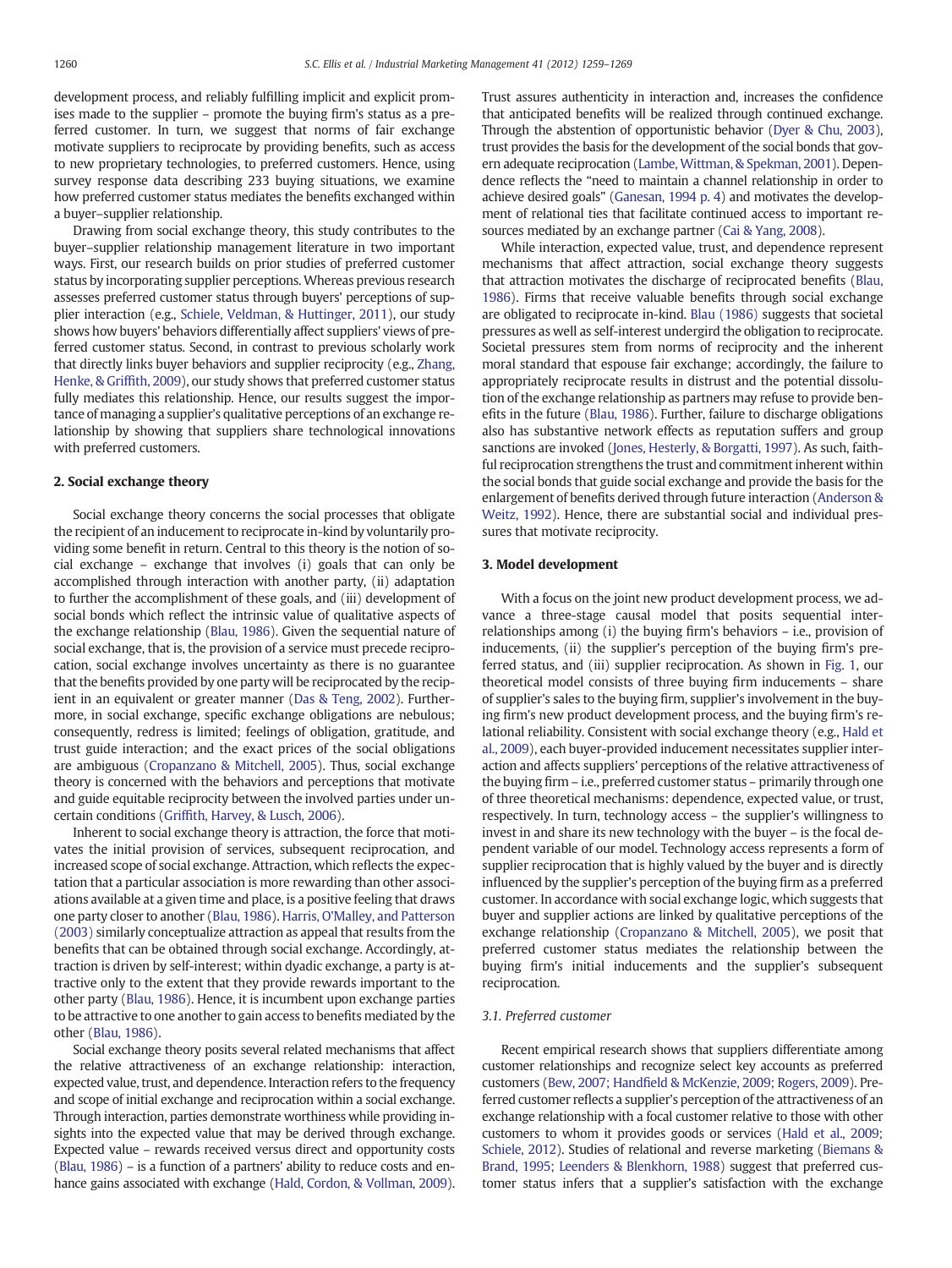development process, and reliably fulfilling implicit and explicit promises made to the supplier – promote the buying firm's status as a preferred customer. In turn, we suggest that norms of fair exchange motivate suppliers to reciprocate by providing benefits, such as access to new proprietary technologies, to preferred customers. Hence, using survey response data describing 233 buying situations, we examine how preferred customer status mediates the benefits exchanged within a buyer–supplier relationship.

Drawing from social exchange theory, this study contributes to the buyer–supplier relationship management literature in two important ways. First, our research builds on prior studies of preferred customer status by incorporating supplier perceptions. Whereas previous research assesses preferred customer status through buyers' perceptions of supplier interaction (e.g., Schiele, Veldman, & Huttinger, 2011), our study shows how buyers' behaviors differentially affect suppliers' views of preferred customer status. Second, in contrast to previous scholarly work that directly links buyer behaviors and supplier reciprocity (e.g., Zhang, Henke, & Griffith, 2009), our study shows that preferred customer status fully mediates this relationship. Hence, our results suggest the importance of managing a supplier's qualitative perceptions of an exchange relationship by showing that suppliers share technological innovations with preferred customers.

## 2. Social exchange theory

Social exchange theory concerns the social processes that obligate the recipient of an inducement to reciprocate in-kind by voluntarily providing some benefit in return. Central to this theory is the notion of social exchange – exchange that involves (i) goals that can only be accomplished through interaction with another party, (ii) adaptation to further the accomplishment of these goals, and (iii) development of social bonds which reflect the intrinsic value of qualitative aspects of the exchange relationship (Blau, 1986). Given the sequential nature of social exchange, that is, the provision of a service must precede reciprocation, social exchange involves uncertainty as there is no guarantee that the benefits provided by one party will be reciprocated by the recipient in an equivalent or greater manner (Das & Teng, 2002). Furthermore, in social exchange, specific exchange obligations are nebulous; consequently, redress is limited; feelings of obligation, gratitude, and trust guide interaction; and the exact prices of the social obligations are ambiguous (Cropanzano & Mitchell, 2005). Thus, social exchange theory is concerned with the behaviors and perceptions that motivate and guide equitable reciprocity between the involved parties under uncertain conditions (Griffith, Harvey, & Lusch, 2006).

Inherent to social exchange theory is attraction, the force that motivates the initial provision of services, subsequent reciprocation, and increased scope of social exchange. Attraction, which reflects the expectation that a particular association is more rewarding than other associations available at a given time and place, is a positive feeling that draws one party closer to another (Blau, 1986). Harris, O'Malley, and Patterson (2003) similarly conceptualize attraction as appeal that results from the benefits that can be obtained through social exchange. Accordingly, attraction is driven by self-interest; within dyadic exchange, a party is attractive only to the extent that they provide rewards important to the other party (Blau, 1986). Hence, it is incumbent upon exchange parties to be attractive to one another to gain access to benefits mediated by the other (Blau, 1986).

Social exchange theory posits several related mechanisms that affect the relative attractiveness of an exchange relationship: interaction, expected value, trust, and dependence. Interaction refers to the frequency and scope of initial exchange and reciprocation within a social exchange. Through interaction, parties demonstrate worthiness while providing insights into the expected value that may be derived through exchange. Expected value – rewards received versus direct and opportunity costs (Blau, 1986) – is a function of a partners' ability to reduce costs and enhance gains associated with exchange (Hald, Cordon, & Vollman, 2009). Trust assures authenticity in interaction and, increases the confidence that anticipated benefits will be realized through continued exchange. Through the abstention of opportunistic behavior (Dyer & Chu, 2003), trust provides the basis for the development of the social bonds that govern adequate reciprocation (Lambe, Wittman, & Spekman, 2001). Dependence reflects the "need to maintain a channel relationship in order to achieve desired goals" (Ganesan, 1994 p. 4) and motivates the development of relational ties that facilitate continued access to important resources mediated by an exchange partner (Cai & Yang, 2008).

While interaction, expected value, trust, and dependence represent mechanisms that affect attraction, social exchange theory suggests that attraction motivates the discharge of reciprocated benefits (Blau, 1986). Firms that receive valuable benefits through social exchange are obligated to reciprocate in-kind. Blau (1986) suggests that societal pressures as well as self-interest undergird the obligation to reciprocate. Societal pressures stem from norms of reciprocity and the inherent moral standard that espouse fair exchange; accordingly, the failure to appropriately reciprocate results in distrust and the potential dissolution of the exchange relationship as partners may refuse to provide benefits in the future (Blau, 1986). Further, failure to discharge obligations also has substantive network effects as reputation suffers and group sanctions are invoked (Jones, Hesterly, & Borgatti, 1997). As such, faithful reciprocation strengthens the trust and commitment inherent within the social bonds that guide social exchange and provide the basis for the enlargement of benefits derived through future interaction (Anderson & Weitz, 1992). Hence, there are substantial social and individual pressures that motivate reciprocity.

## 3. Model development

With a focus on the joint new product development process, we advance a three-stage causal model that posits sequential interrelationships among (i) the buying firm's behaviors – i.e., provision of inducements, (ii) the supplier's perception of the buying firm's preferred status, and (iii) supplier reciprocation. As shown in Fig. 1, our theoretical model consists of three buying firm inducements – share of supplier's sales to the buying firm, supplier's involvement in the buying firm's new product development process, and the buying firm's relational reliability. Consistent with social exchange theory (e.g., Hald et al., 2009), each buyer-provided inducement necessitates supplier interaction and affects suppliers' perceptions of the relative attractiveness of the buying firm – i.e., preferred customer status – primarily through one of three theoretical mechanisms: dependence, expected value, or trust, respectively. In turn, technology access – the supplier's willingness to invest in and share its new technology with the buyer – is the focal dependent variable of our model. Technology access represents a form of supplier reciprocation that is highly valued by the buyer and is directly influenced by the supplier's perception of the buying firm as a preferred customer. In accordance with social exchange logic, which suggests that buyer and supplier actions are linked by qualitative perceptions of the exchange relationship (Cropanzano & Mitchell, 2005), we posit that preferred customer status mediates the relationship between the buying firm's initial inducements and the supplier's subsequent reciprocation.

### 3.1. Preferred customer

Recent empirical research shows that suppliers differentiate among customer relationships and recognize select key accounts as preferred customers (Bew, 2007; Handfield & McKenzie, 2009; Rogers, 2009). Preferred customer reflects a supplier's perception of the attractiveness of an exchange relationship with a focal customer relative to those with other customers to whom it provides goods or services (Hald et al., 2009; Schiele, 2012). Studies of relational and reverse marketing (Biemans & Brand, 1995; Leenders & Blenkhorn, 1988) suggest that preferred customer status infers that a supplier's satisfaction with the exchange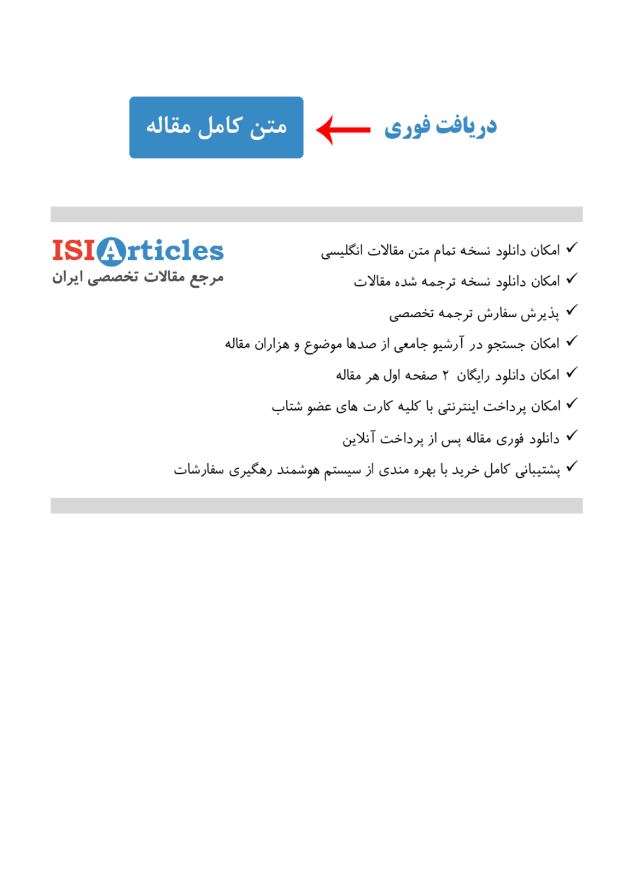دریافت فوری ← متن کامل مقاله

ISIArticles
مرجع مقالات تخصصی ایران

- ✓ امکان دانلود نسخه تمام متن مقالات انگلیسی
- ✓ امکان دانلود نسخه ترجمه شده مقالات
- ✓ پذیرش سفارش ترجمه تخصصی
- ✓ امکان جستجو در آرشیو جامعی از صدها موضوع و هزاران مقاله
- ✓ امکان دانلود رایگان ۲ صفحه اول هر مقاله
- ✓ امکان پرداخت اینترنتی با کلیه کارت های عضو شتاب
- ✓ دانلود فوری مقاله پس از پرداخت آنلاین
- ✓ پشتیبانی کامل خرید با بهره مندی از سیستم هوشمند رهگیری سفارشات